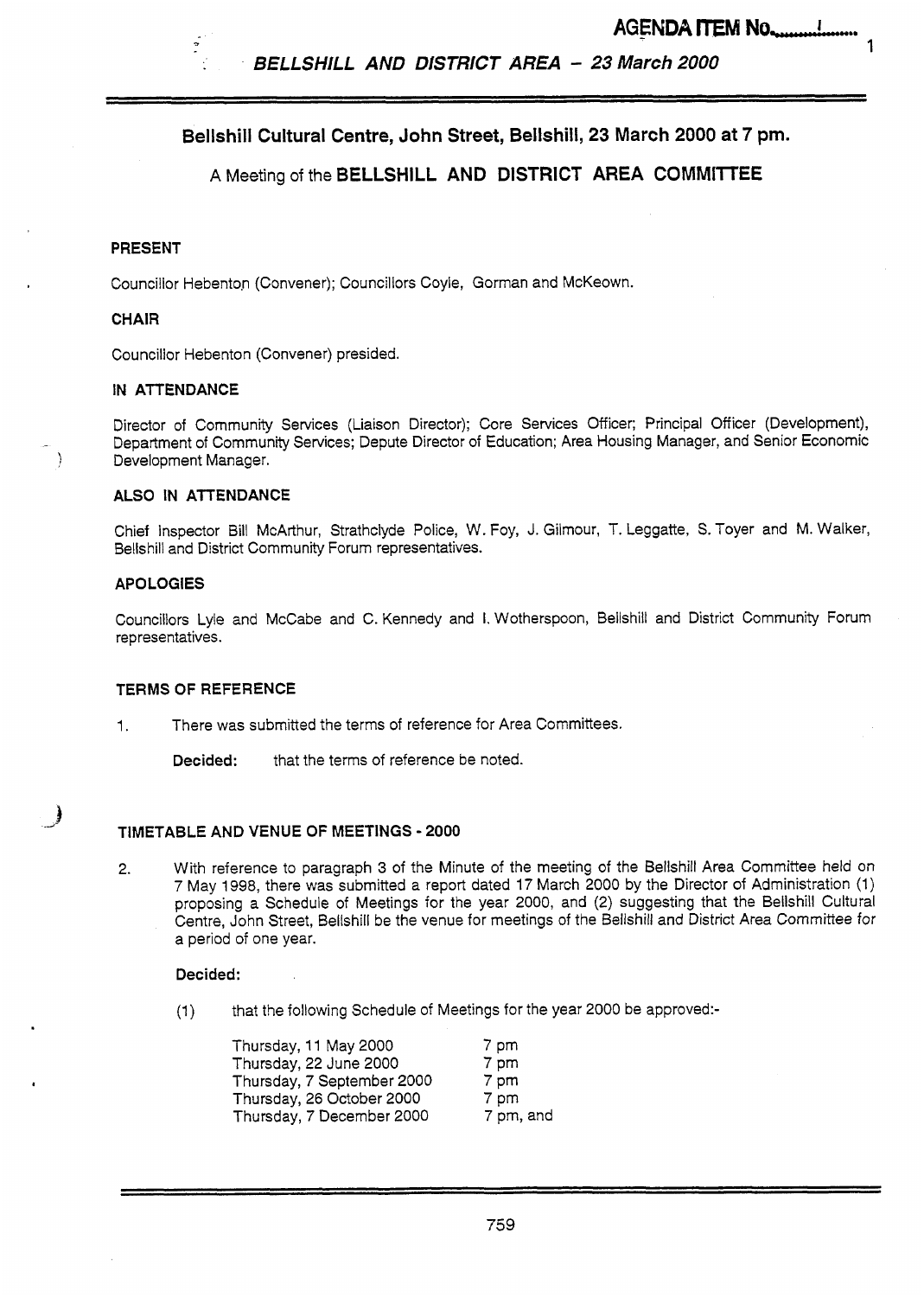**AGENDA ITEM No. 1**

*BELLSHILL AND DISTRICT AREA – 23 March 2000*

## Bellshill Cultural Centre, John Street, Bellshill, 23 March 2000 at 7 pm.

## A Meeting of the BELLSHILL AND DISTRICT AREA COMMITTEE

### PRESENT

Councillor Hebenton (Convener); Councillors Coyle, Gorman and McKeown.

### CHAIR

Councillor Hebenton (Convener) presided.

### IN ATTENDANCE

Director of Community Services (Liaison Director); Core Services Officer; Principal Officer (Development), Department of Community Services; Depute Director of Education; Area Housing Manager, and Senior Economic Development Manager.

### ALSO IN ATTENDANCE

Chief Inspector Bill McArthur, Strathclyde Police, W. Foy, J. Gilmour, T. Leggatte, S. Toyer and M. Walker, Bellshill and District Community Forum representatives.

### APOLOGIES

Councillors Lyle and McCabe and C. Kennedy and I. Wotherspoon, Bellshill and District Community Forum representatives.

### TERMS OF REFERENCE

1. There was submitted the terms of reference for Area Committees.

   **Decided:** that the terms of reference be noted.

### TIMETABLE AND VENUE OF MEETINGS - 2000

2. With reference to paragraph 3 of the Minute of the meeting of the Bellshill Area Committee held on 7 May 1998, there was submitted a report dated 17 March 2000 by the Director of Administration (1) proposing a Schedule of Meetings for the year 2000, and (2) suggesting that the Bellshill Cultural Centre, John Street, Bellshill be the venue for meetings of the Bellshill and District Area Committee for a period of one year.

   **Decided:**

   (1) that the following Schedule of Meetings for the year 2000 be approved:-

| | |
|---|---|
| Thursday, 11 May 2000 | 7 pm |
| Thursday, 22 June 2000 | 7 pm |
| Thursday, 7 September 2000 | 7 pm |
| Thursday, 26 October 2000 | 7 pm |
| Thursday, 7 December 2000 | 7 pm, and |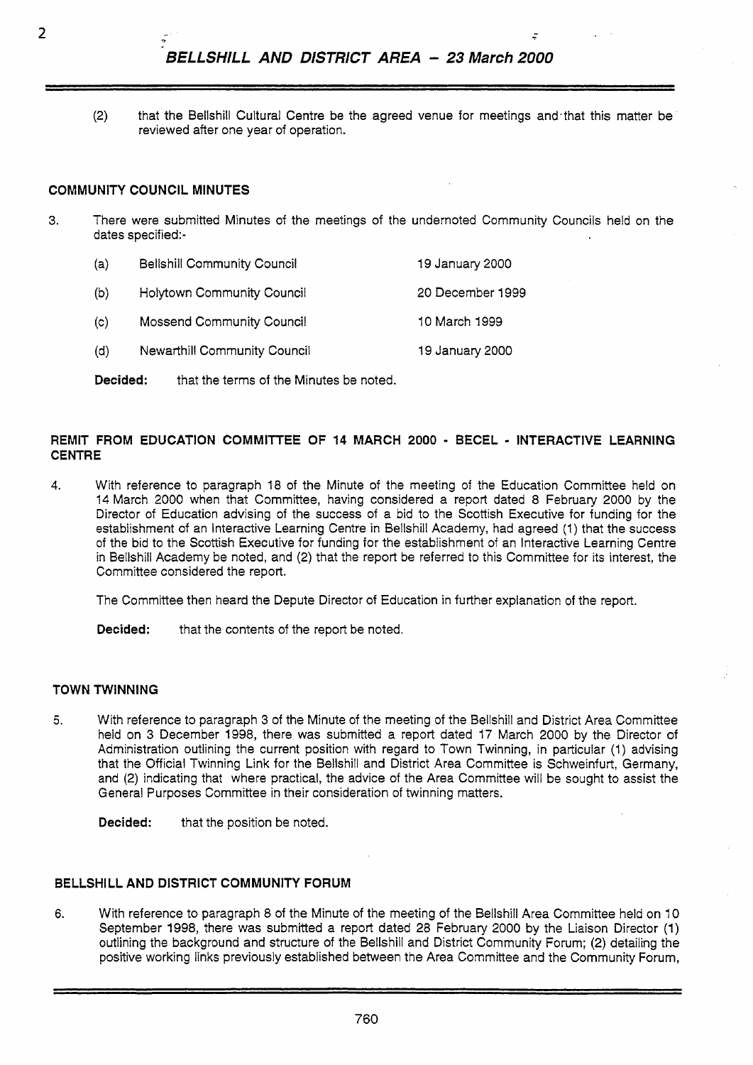(2) that the Bellshill Cultural Centre be the agreed venue for meetings and that this matter be reviewed after one year of operation.

## COMMUNITY COUNCIL MINUTES

3. There were submitted Minutes of the meetings of the undernoted Community Councils held on the dates specified:-

| | | |
|---|---|---|
| (a) | Bellshill Community Council | 19 January 2000 |
| (b) | Holytown Community Council | 20 December 1999 |
| (c) | Mossend Community Council | 10 March 1999 |
| (d) | Newarthill Community Council | 19 January 2000 |

**Decided:** that the terms of the Minutes be noted.

## REMIT FROM EDUCATION COMMITTEE OF 14 MARCH 2000 - BECEL - INTERACTIVE LEARNING CENTRE

4. With reference to paragraph 18 of the Minute of the meeting of the Education Committee held on 14 March 2000 when that Committee, having considered a report dated 8 February 2000 by the Director of Education advising of the success of a bid to the Scottish Executive for funding for the establishment of an Interactive Learning Centre in Bellshill Academy, had agreed (1) that the success of the bid to the Scottish Executive for funding for the establishment of an Interactive Learning Centre in Bellshill Academy be noted, and (2) that the report be referred to this Committee for its interest, the Committee considered the report.

The Committee then heard the Depute Director of Education in further explanation of the report.

**Decided:** that the contents of the report be noted.

## TOWN TWINNING

5. With reference to paragraph 3 of the Minute of the meeting of the Bellshill and District Area Committee held on 3 December 1998, there was submitted a report dated 17 March 2000 by the Director of Administration outlining the current position with regard to Town Twinning, in particular (1) advising that the Official Twinning Link for the Bellshill and District Area Committee is Schweinfurt, Germany, and (2) indicating that where practical, the advice of the Area Committee will be sought to assist the General Purposes Committee in their consideration of twinning matters.

**Decided:** that the position be noted.

## BELLSHILL AND DISTRICT COMMUNITY FORUM

6. With reference to paragraph 8 of the Minute of the meeting of the Bellshill Area Committee held on 10 September 1998, there was submitted a report dated 28 February 2000 by the Liaison Director (1) outlining the background and structure of the Bellshill and District Community Forum; (2) detailing the positive working links previously established between the Area Committee and the Community Forum,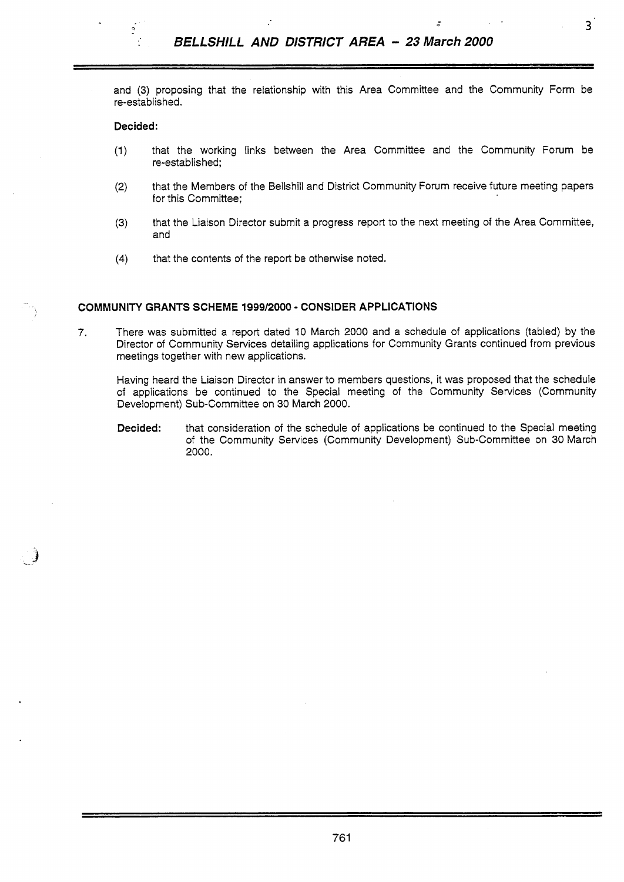and (3) proposing that the relationship with this Area Committee and the Community Form be re-established.

**Decided:**

(1) that the working links between the Area Committee and the Community Forum be re-established;

(2) that the Members of the Bellshill and District Community Forum receive future meeting papers for this Committee;

(3) that the Liaison Director submit a progress report to the next meeting of the Area Committee, and

(4) that the contents of the report be otherwise noted.

## COMMUNITY GRANTS SCHEME 1999/2000 - CONSIDER APPLICATIONS

7. There was submitted a report dated 10 March 2000 and a schedule of applications (tabled) by the Director of Community Services detailing applications for Community Grants continued from previous meetings together with new applications.

   Having heard the Liaison Director in answer to members questions, it was proposed that the schedule of applications be continued to the Special meeting of the Community Services (Community Development) Sub-Committee on 30 March 2000.

   **Decided:** that consideration of the schedule of applications be continued to the Special meeting of the Community Services (Community Development) Sub-Committee on 30 March 2000.